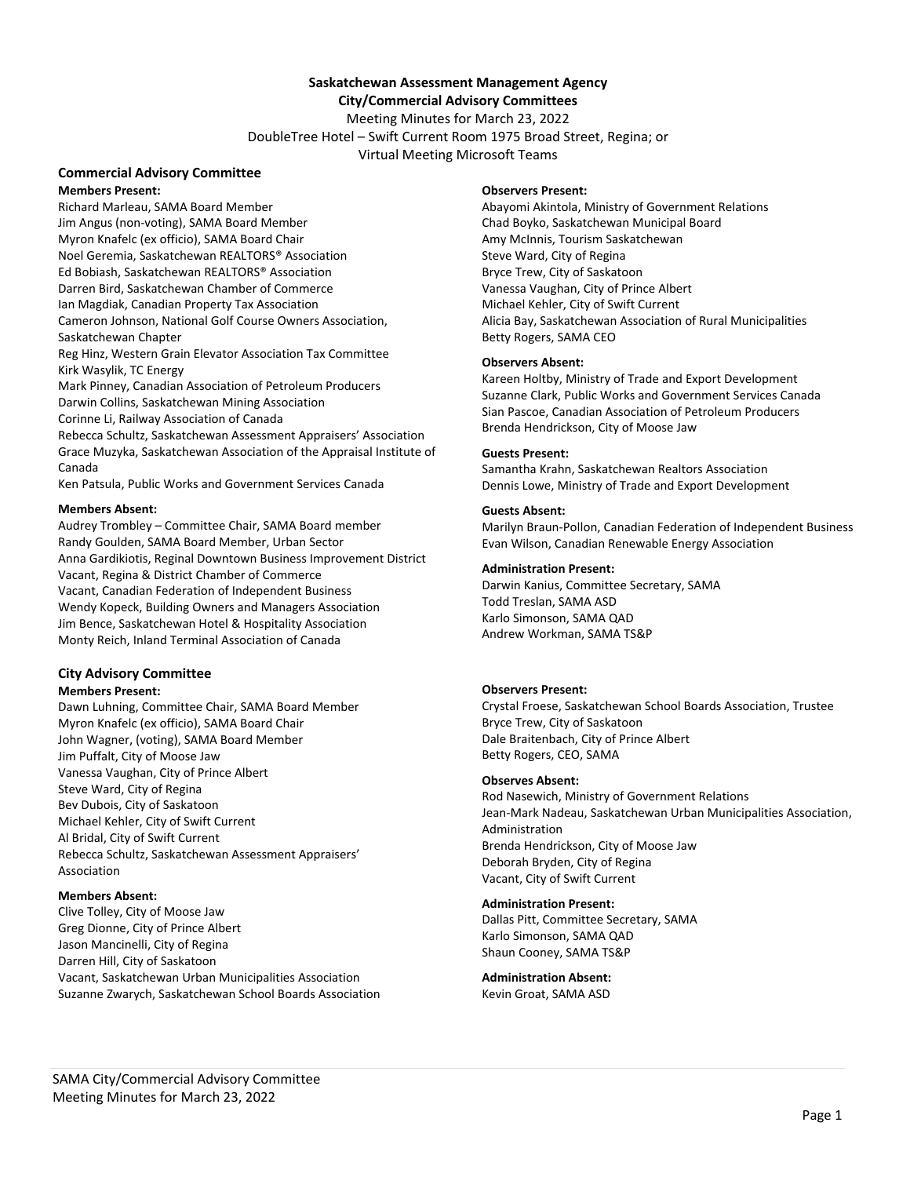**Saskatchewan Assessment Management Agency**
**City/Commercial Advisory Committees**
Meeting Minutes for March 23, 2022
DoubleTree Hotel – Swift Current Room 1975 Broad Street, Regina; or
Virtual Meeting Microsoft Teams

## Commercial Advisory Committee

**Members Present:**
Richard Marleau, SAMA Board Member
Jim Angus (non-voting), SAMA Board Member
Myron Knafelc (ex officio), SAMA Board Chair
Noel Geremia, Saskatchewan REALTORS® Association
Ed Bobiash, Saskatchewan REALTORS® Association
Darren Bird, Saskatchewan Chamber of Commerce
Ian Magdiak, Canadian Property Tax Association
Cameron Johnson, National Golf Course Owners Association, Saskatchewan Chapter
Reg Hinz, Western Grain Elevator Association Tax Committee
Kirk Wasylik, TC Energy
Mark Pinney, Canadian Association of Petroleum Producers
Darwin Collins, Saskatchewan Mining Association
Corinne Li, Railway Association of Canada
Rebecca Schultz, Saskatchewan Assessment Appraisers' Association
Grace Muzyka, Saskatchewan Association of the Appraisal Institute of Canada
Ken Patsula, Public Works and Government Services Canada

**Members Absent:**
Audrey Trombley – Committee Chair, SAMA Board member
Randy Goulden, SAMA Board Member, Urban Sector
Anna Gardikiotis, Reginal Downtown Business Improvement District
Vacant, Regina & District Chamber of Commerce
Vacant, Canadian Federation of Independent Business
Wendy Kopeck, Building Owners and Managers Association
Jim Bence, Saskatchewan Hotel & Hospitality Association
Monty Reich, Inland Terminal Association of Canada

**Observers Present:**
Abayomi Akintola, Ministry of Government Relations
Chad Boyko, Saskatchewan Municipal Board
Amy McInnis, Tourism Saskatchewan
Steve Ward, City of Regina
Bryce Trew, City of Saskatoon
Vanessa Vaughan, City of Prince Albert
Michael Kehler, City of Swift Current
Alicia Bay, Saskatchewan Association of Rural Municipalities
Betty Rogers, SAMA CEO

**Observers Absent:**
Kareen Holtby, Ministry of Trade and Export Development
Suzanne Clark, Public Works and Government Services Canada
Sian Pascoe, Canadian Association of Petroleum Producers
Brenda Hendrickson, City of Moose Jaw

**Guests Present:**
Samantha Krahn, Saskatchewan Realtors Association
Dennis Lowe, Ministry of Trade and Export Development

**Guests Absent:**
Marilyn Braun-Pollon, Canadian Federation of Independent Business
Evan Wilson, Canadian Renewable Energy Association

**Administration Present:**
Darwin Kanius, Committee Secretary, SAMA
Todd Treslan, SAMA ASD
Karlo Simonson, SAMA QAD
Andrew Workman, SAMA TS&P

## City Advisory Committee

**Members Present:**
Dawn Luhning, Committee Chair, SAMA Board Member
Myron Knafelc (ex officio), SAMA Board Chair
John Wagner, (voting), SAMA Board Member
Jim Puffalt, City of Moose Jaw
Vanessa Vaughan, City of Prince Albert
Steve Ward, City of Regina
Bev Dubois, City of Saskatoon
Michael Kehler, City of Swift Current
Al Bridal, City of Swift Current
Rebecca Schultz, Saskatchewan Assessment Appraisers' Association

**Members Absent:**
Clive Tolley, City of Moose Jaw
Greg Dionne, City of Prince Albert
Jason Mancinelli, City of Regina
Darren Hill, City of Saskatoon
Vacant, Saskatchewan Urban Municipalities Association
Suzanne Zwarych, Saskatchewan School Boards Association

**Observers Present:**
Crystal Froese, Saskatchewan School Boards Association, Trustee
Bryce Trew, City of Saskatoon
Dale Braitenbach, City of Prince Albert
Betty Rogers, CEO, SAMA

**Observes Absent:**
Rod Nasewich, Ministry of Government Relations
Jean-Mark Nadeau, Saskatchewan Urban Municipalities Association, Administration
Brenda Hendrickson, City of Moose Jaw
Deborah Bryden, City of Regina
Vacant, City of Swift Current

**Administration Present:**
Dallas Pitt, Committee Secretary, SAMA
Karlo Simonson, SAMA QAD
Shaun Cooney, SAMA TS&P

**Administration Absent:**
Kevin Groat, SAMA ASD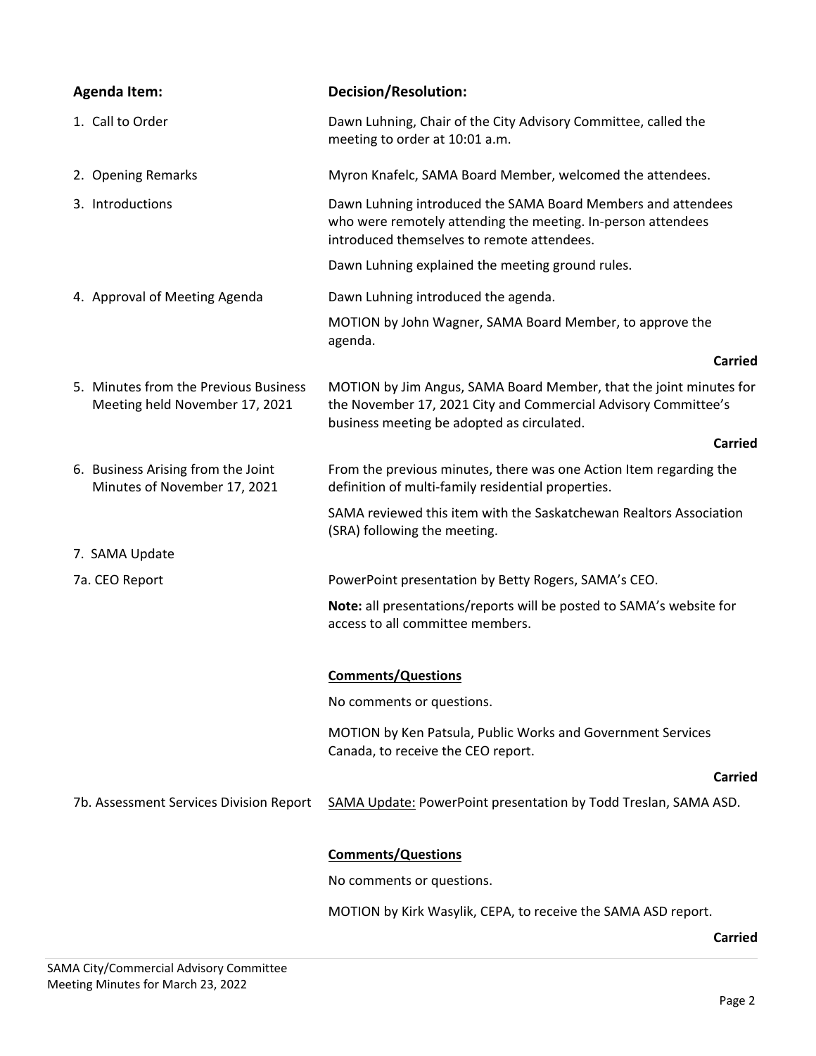| **Agenda Item:** | **Decision/Resolution:** |
|---|---|
| 1. Call to Order | Dawn Luhning, Chair of the City Advisory Committee, called the meeting to order at 10:01 a.m. |
| 2. Opening Remarks | Myron Knafelc, SAMA Board Member, welcomed the attendees. |
| 3. Introductions | Dawn Luhning introduced the SAMA Board Members and attendees who were remotely attending the meeting. In-person attendees introduced themselves to remote attendees.<br><br>Dawn Luhning explained the meeting ground rules. |
| 4. Approval of Meeting Agenda | Dawn Luhning introduced the agenda.<br><br>MOTION by John Wagner, SAMA Board Member, to approve the agenda.<br><br>**Carried** |
| 5. Minutes from the Previous Business Meeting held November 17, 2021 | MOTION by Jim Angus, SAMA Board Member, that the joint minutes for the November 17, 2021 City and Commercial Advisory Committee's business meeting be adopted as circulated.<br><br>**Carried** |
| 6. Business Arising from the Joint Minutes of November 17, 2021 | From the previous minutes, there was one Action Item regarding the definition of multi-family residential properties.<br><br>SAMA reviewed this item with the Saskatchewan Realtors Association (SRA) following the meeting. |
| 7. SAMA Update | |
| 7a. CEO Report | PowerPoint presentation by Betty Rogers, SAMA's CEO.<br><br>**Note:** all presentations/reports will be posted to SAMA's website for access to all committee members.<br><br>**Comments/Questions**<br><br>No comments or questions.<br><br>MOTION by Ken Patsula, Public Works and Government Services Canada, to receive the CEO report.<br><br>**Carried** |
| 7b. Assessment Services Division Report | SAMA Update: PowerPoint presentation by Todd Treslan, SAMA ASD.<br><br>**Comments/Questions**<br><br>No comments or questions.<br><br>MOTION by Kirk Wasylik, CEPA, to receive the SAMA ASD report.<br><br>**Carried** |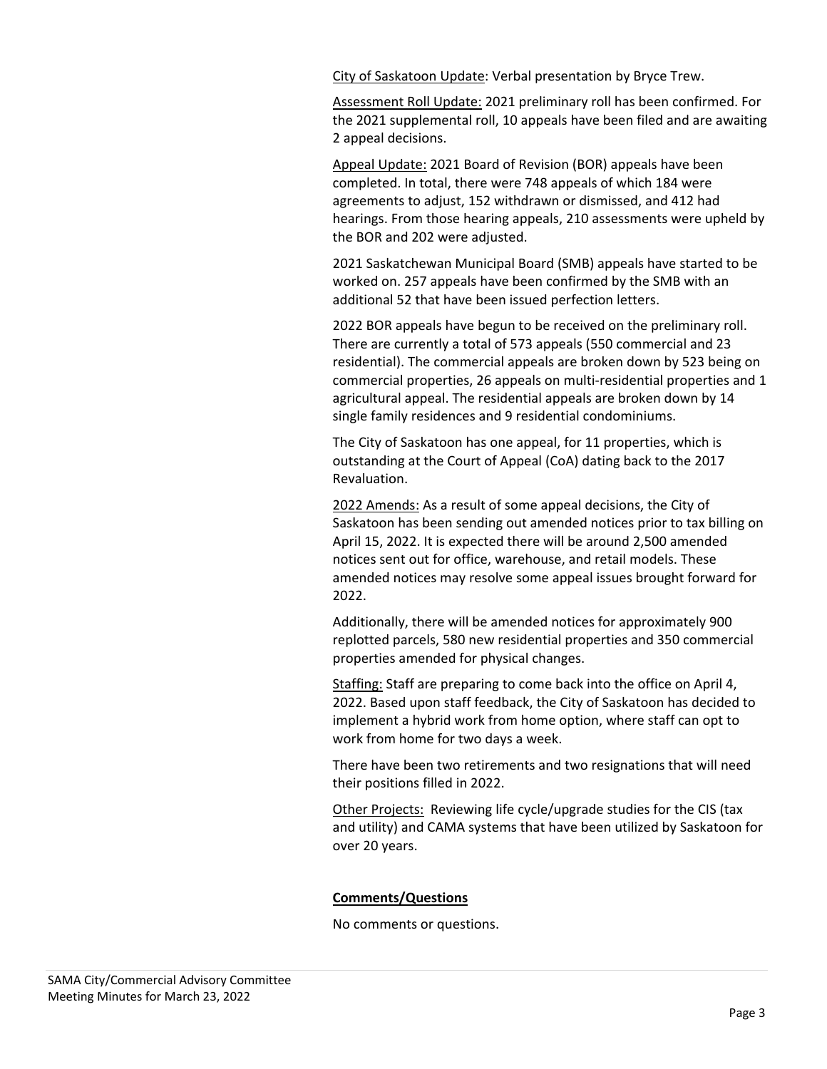City of Saskatoon Update: Verbal presentation by Bryce Trew.

Assessment Roll Update: 2021 preliminary roll has been confirmed. For the 2021 supplemental roll, 10 appeals have been filed and are awaiting 2 appeal decisions.

Appeal Update: 2021 Board of Revision (BOR) appeals have been completed. In total, there were 748 appeals of which 184 were agreements to adjust, 152 withdrawn or dismissed, and 412 had hearings. From those hearing appeals, 210 assessments were upheld by the BOR and 202 were adjusted.

2021 Saskatchewan Municipal Board (SMB) appeals have started to be worked on. 257 appeals have been confirmed by the SMB with an additional 52 that have been issued perfection letters.

2022 BOR appeals have begun to be received on the preliminary roll. There are currently a total of 573 appeals (550 commercial and 23 residential). The commercial appeals are broken down by 523 being on commercial properties, 26 appeals on multi-residential properties and 1 agricultural appeal. The residential appeals are broken down by 14 single family residences and 9 residential condominiums.

The City of Saskatoon has one appeal, for 11 properties, which is outstanding at the Court of Appeal (CoA) dating back to the 2017 Revaluation.

2022 Amends: As a result of some appeal decisions, the City of Saskatoon has been sending out amended notices prior to tax billing on April 15, 2022. It is expected there will be around 2,500 amended notices sent out for office, warehouse, and retail models. These amended notices may resolve some appeal issues brought forward for 2022.

Additionally, there will be amended notices for approximately 900 replotted parcels, 580 new residential properties and 350 commercial properties amended for physical changes.

Staffing: Staff are preparing to come back into the office on April 4, 2022. Based upon staff feedback, the City of Saskatoon has decided to implement a hybrid work from home option, where staff can opt to work from home for two days a week.

There have been two retirements and two resignations that will need their positions filled in 2022.

Other Projects: Reviewing life cycle/upgrade studies for the CIS (tax and utility) and CAMA systems that have been utilized by Saskatoon for over 20 years.

**Comments/Questions**

No comments or questions.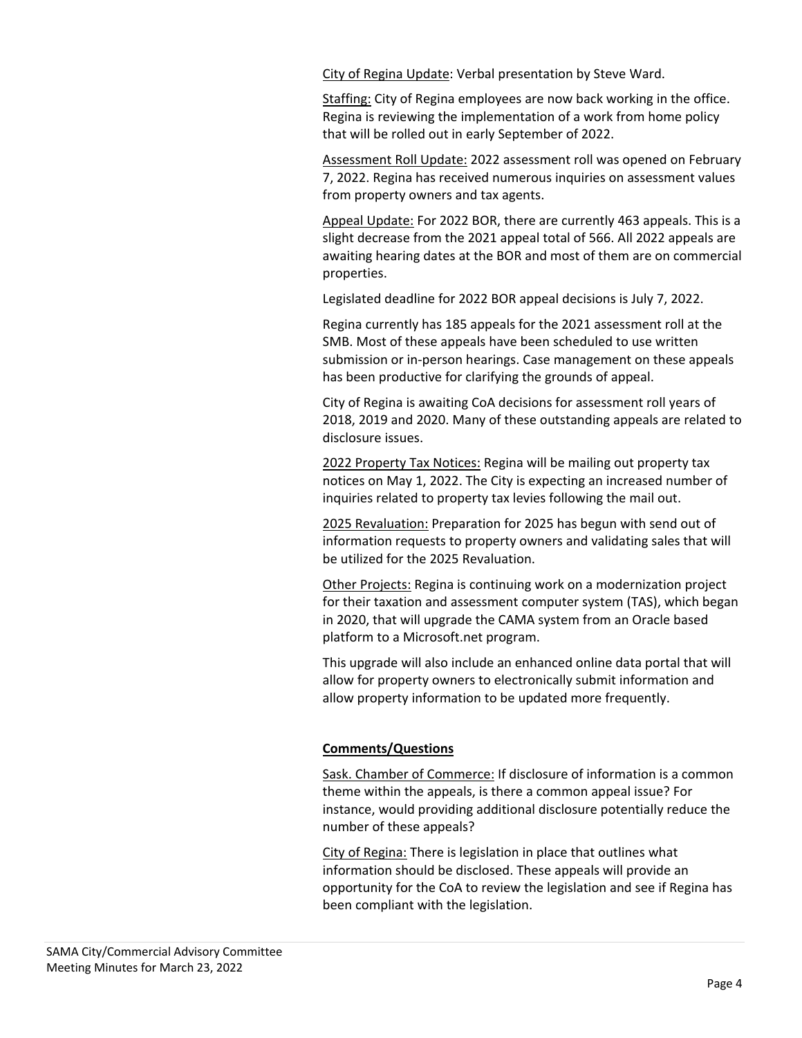City of Regina Update: Verbal presentation by Steve Ward.

Staffing: City of Regina employees are now back working in the office. Regina is reviewing the implementation of a work from home policy that will be rolled out in early September of 2022.

Assessment Roll Update: 2022 assessment roll was opened on February 7, 2022. Regina has received numerous inquiries on assessment values from property owners and tax agents.

Appeal Update: For 2022 BOR, there are currently 463 appeals. This is a slight decrease from the 2021 appeal total of 566. All 2022 appeals are awaiting hearing dates at the BOR and most of them are on commercial properties.

Legislated deadline for 2022 BOR appeal decisions is July 7, 2022.

Regina currently has 185 appeals for the 2021 assessment roll at the SMB. Most of these appeals have been scheduled to use written submission or in-person hearings. Case management on these appeals has been productive for clarifying the grounds of appeal.

City of Regina is awaiting CoA decisions for assessment roll years of 2018, 2019 and 2020. Many of these outstanding appeals are related to disclosure issues.

2022 Property Tax Notices: Regina will be mailing out property tax notices on May 1, 2022. The City is expecting an increased number of inquiries related to property tax levies following the mail out.

2025 Revaluation: Preparation for 2025 has begun with send out of information requests to property owners and validating sales that will be utilized for the 2025 Revaluation.

Other Projects: Regina is continuing work on a modernization project for their taxation and assessment computer system (TAS), which began in 2020, that will upgrade the CAMA system from an Oracle based platform to a Microsoft.net program.

This upgrade will also include an enhanced online data portal that will allow for property owners to electronically submit information and allow property information to be updated more frequently.

**Comments/Questions**

Sask. Chamber of Commerce: If disclosure of information is a common theme within the appeals, is there a common appeal issue? For instance, would providing additional disclosure potentially reduce the number of these appeals?

City of Regina: There is legislation in place that outlines what information should be disclosed. These appeals will provide an opportunity for the CoA to review the legislation and see if Regina has been compliant with the legislation.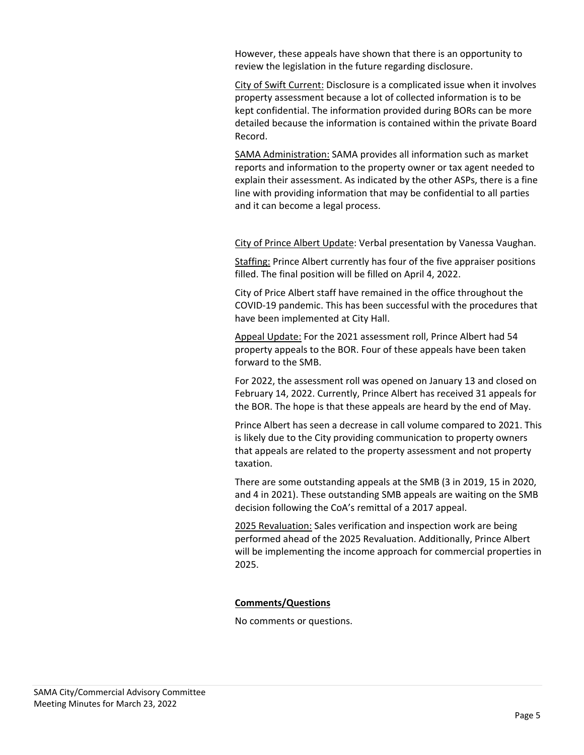However, these appeals have shown that there is an opportunity to review the legislation in the future regarding disclosure.

City of Swift Current: Disclosure is a complicated issue when it involves property assessment because a lot of collected information is to be kept confidential. The information provided during BORs can be more detailed because the information is contained within the private Board Record.

SAMA Administration: SAMA provides all information such as market reports and information to the property owner or tax agent needed to explain their assessment. As indicated by the other ASPs, there is a fine line with providing information that may be confidential to all parties and it can become a legal process.

City of Prince Albert Update: Verbal presentation by Vanessa Vaughan.

Staffing: Prince Albert currently has four of the five appraiser positions filled. The final position will be filled on April 4, 2022.

City of Price Albert staff have remained in the office throughout the COVID-19 pandemic. This has been successful with the procedures that have been implemented at City Hall.

Appeal Update: For the 2021 assessment roll, Prince Albert had 54 property appeals to the BOR. Four of these appeals have been taken forward to the SMB.

For 2022, the assessment roll was opened on January 13 and closed on February 14, 2022. Currently, Prince Albert has received 31 appeals for the BOR. The hope is that these appeals are heard by the end of May.

Prince Albert has seen a decrease in call volume compared to 2021. This is likely due to the City providing communication to property owners that appeals are related to the property assessment and not property taxation.

There are some outstanding appeals at the SMB (3 in 2019, 15 in 2020, and 4 in 2021). These outstanding SMB appeals are waiting on the SMB decision following the CoA's remittal of a 2017 appeal.

2025 Revaluation: Sales verification and inspection work are being performed ahead of the 2025 Revaluation. Additionally, Prince Albert will be implementing the income approach for commercial properties in 2025.

**Comments/Questions**

No comments or questions.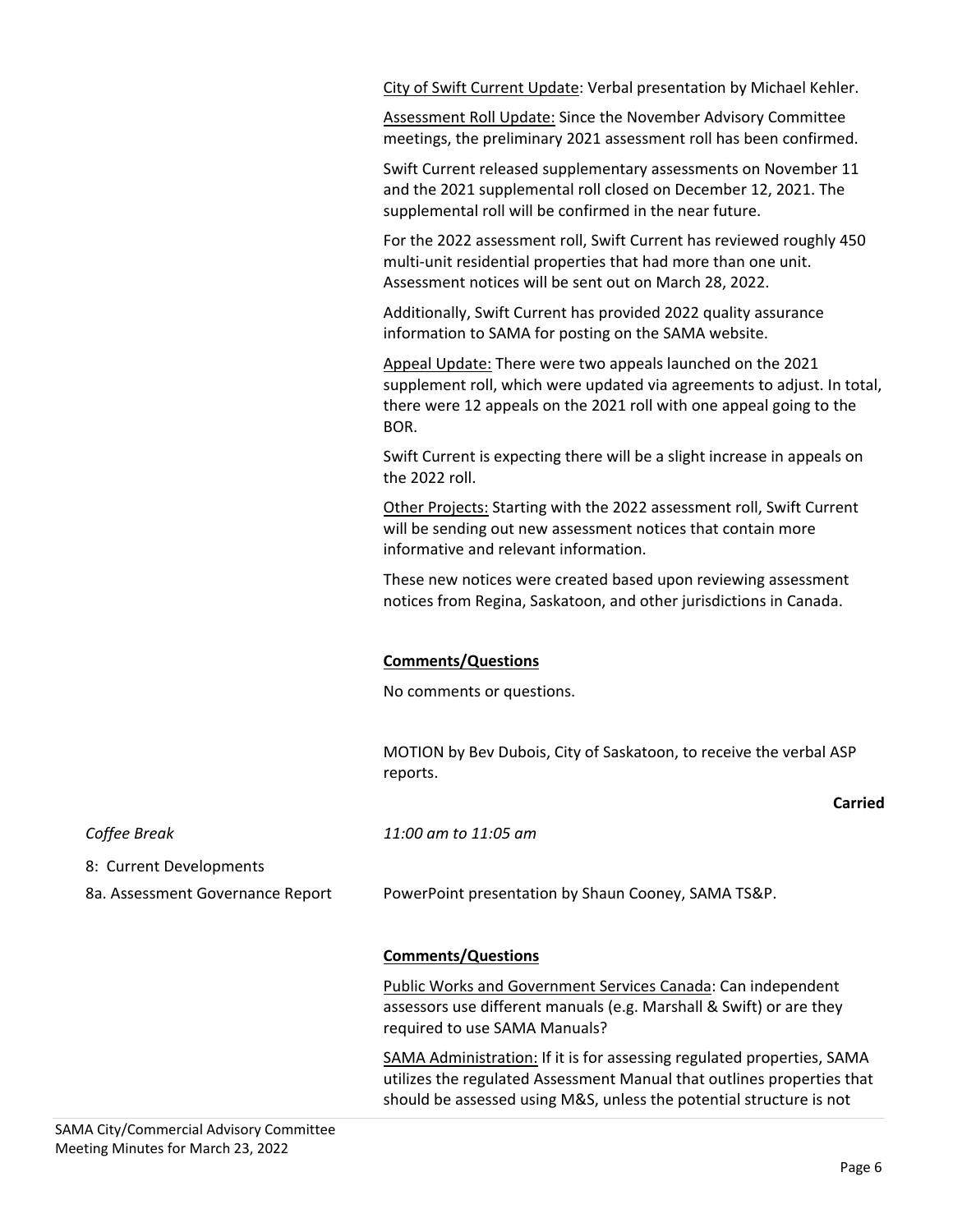City of Swift Current Update: Verbal presentation by Michael Kehler.

Assessment Roll Update: Since the November Advisory Committee meetings, the preliminary 2021 assessment roll has been confirmed.

Swift Current released supplementary assessments on November 11 and the 2021 supplemental roll closed on December 12, 2021. The supplemental roll will be confirmed in the near future.

For the 2022 assessment roll, Swift Current has reviewed roughly 450 multi-unit residential properties that had more than one unit. Assessment notices will be sent out on March 28, 2022.

Additionally, Swift Current has provided 2022 quality assurance information to SAMA for posting on the SAMA website.

Appeal Update: There were two appeals launched on the 2021 supplement roll, which were updated via agreements to adjust. In total, there were 12 appeals on the 2021 roll with one appeal going to the BOR.

Swift Current is expecting there will be a slight increase in appeals on the 2022 roll.

Other Projects: Starting with the 2022 assessment roll, Swift Current will be sending out new assessment notices that contain more informative and relevant information.

These new notices were created based upon reviewing assessment notices from Regina, Saskatoon, and other jurisdictions in Canada.

**Comments/Questions**

No comments or questions.

MOTION by Bev Dubois, City of Saskatoon, to receive the verbal ASP reports.

**Carried**

*Coffee Break* — *11:00 am to 11:05 am*

8: Current Developments

8a. Assessment Governance Report — PowerPoint presentation by Shaun Cooney, SAMA TS&P.

**Comments/Questions**

Public Works and Government Services Canada: Can independent assessors use different manuals (e.g. Marshall & Swift) or are they required to use SAMA Manuals?

SAMA Administration: If it is for assessing regulated properties, SAMA utilizes the regulated Assessment Manual that outlines properties that should be assessed using M&S, unless the potential structure is not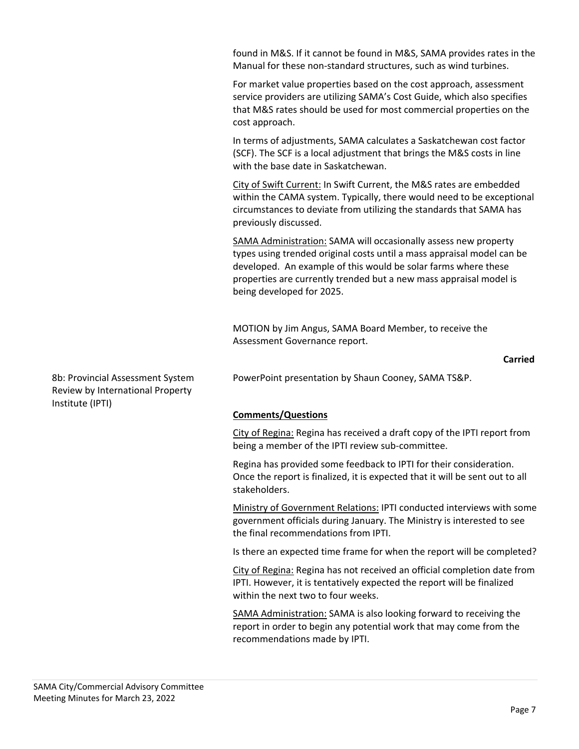found in M&S. If it cannot be found in M&S, SAMA provides rates in the Manual for these non-standard structures, such as wind turbines.

For market value properties based on the cost approach, assessment service providers are utilizing SAMA's Cost Guide, which also specifies that M&S rates should be used for most commercial properties on the cost approach.

In terms of adjustments, SAMA calculates a Saskatchewan cost factor (SCF). The SCF is a local adjustment that brings the M&S costs in line with the base date in Saskatchewan.

City of Swift Current: In Swift Current, the M&S rates are embedded within the CAMA system. Typically, there would need to be exceptional circumstances to deviate from utilizing the standards that SAMA has previously discussed.

SAMA Administration: SAMA will occasionally assess new property types using trended original costs until a mass appraisal model can be developed. An example of this would be solar farms where these properties are currently trended but a new mass appraisal model is being developed for 2025.

MOTION by Jim Angus, SAMA Board Member, to receive the Assessment Governance report.

**Carried**

8b: Provincial Assessment System Review by International Property Institute (IPTI)

PowerPoint presentation by Shaun Cooney, SAMA TS&P.

**Comments/Questions**

City of Regina: Regina has received a draft copy of the IPTI report from being a member of the IPTI review sub-committee.

Regina has provided some feedback to IPTI for their consideration. Once the report is finalized, it is expected that it will be sent out to all stakeholders.

Ministry of Government Relations: IPTI conducted interviews with some government officials during January. The Ministry is interested to see the final recommendations from IPTI.

Is there an expected time frame for when the report will be completed?

City of Regina: Regina has not received an official completion date from IPTI. However, it is tentatively expected the report will be finalized within the next two to four weeks.

SAMA Administration: SAMA is also looking forward to receiving the report in order to begin any potential work that may come from the recommendations made by IPTI.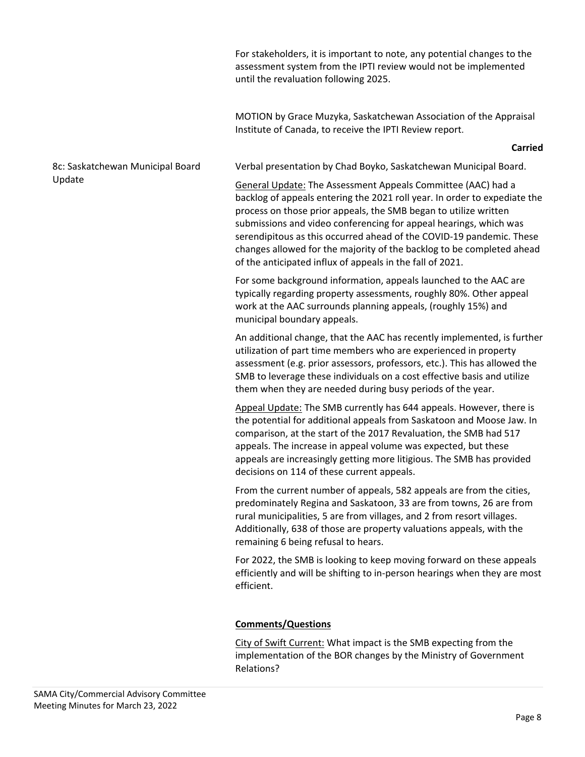For stakeholders, it is important to note, any potential changes to the assessment system from the IPTI review would not be implemented until the revaluation following 2025.

MOTION by Grace Muzyka, Saskatchewan Association of the Appraisal Institute of Canada, to receive the IPTI Review report.

**Carried**

**8c: Saskatchewan Municipal Board Update**

Verbal presentation by Chad Boyko, Saskatchewan Municipal Board.

General Update: The Assessment Appeals Committee (AAC) had a backlog of appeals entering the 2021 roll year. In order to expediate the process on those prior appeals, the SMB began to utilize written submissions and video conferencing for appeal hearings, which was serendipitous as this occurred ahead of the COVID-19 pandemic. These changes allowed for the majority of the backlog to be completed ahead of the anticipated influx of appeals in the fall of 2021.

For some background information, appeals launched to the AAC are typically regarding property assessments, roughly 80%. Other appeal work at the AAC surrounds planning appeals, (roughly 15%) and municipal boundary appeals.

An additional change, that the AAC has recently implemented, is further utilization of part time members who are experienced in property assessment (e.g. prior assessors, professors, etc.). This has allowed the SMB to leverage these individuals on a cost effective basis and utilize them when they are needed during busy periods of the year.

Appeal Update: The SMB currently has 644 appeals. However, there is the potential for additional appeals from Saskatoon and Moose Jaw. In comparison, at the start of the 2017 Revaluation, the SMB had 517 appeals. The increase in appeal volume was expected, but these appeals are increasingly getting more litigious. The SMB has provided decisions on 114 of these current appeals.

From the current number of appeals, 582 appeals are from the cities, predominately Regina and Saskatoon, 33 are from towns, 26 are from rural municipalities, 5 are from villages, and 2 from resort villages. Additionally, 638 of those are property valuations appeals, with the remaining 6 being refusal to hears.

For 2022, the SMB is looking to keep moving forward on these appeals efficiently and will be shifting to in-person hearings when they are most efficient.

**Comments/Questions**

City of Swift Current: What impact is the SMB expecting from the implementation of the BOR changes by the Ministry of Government Relations?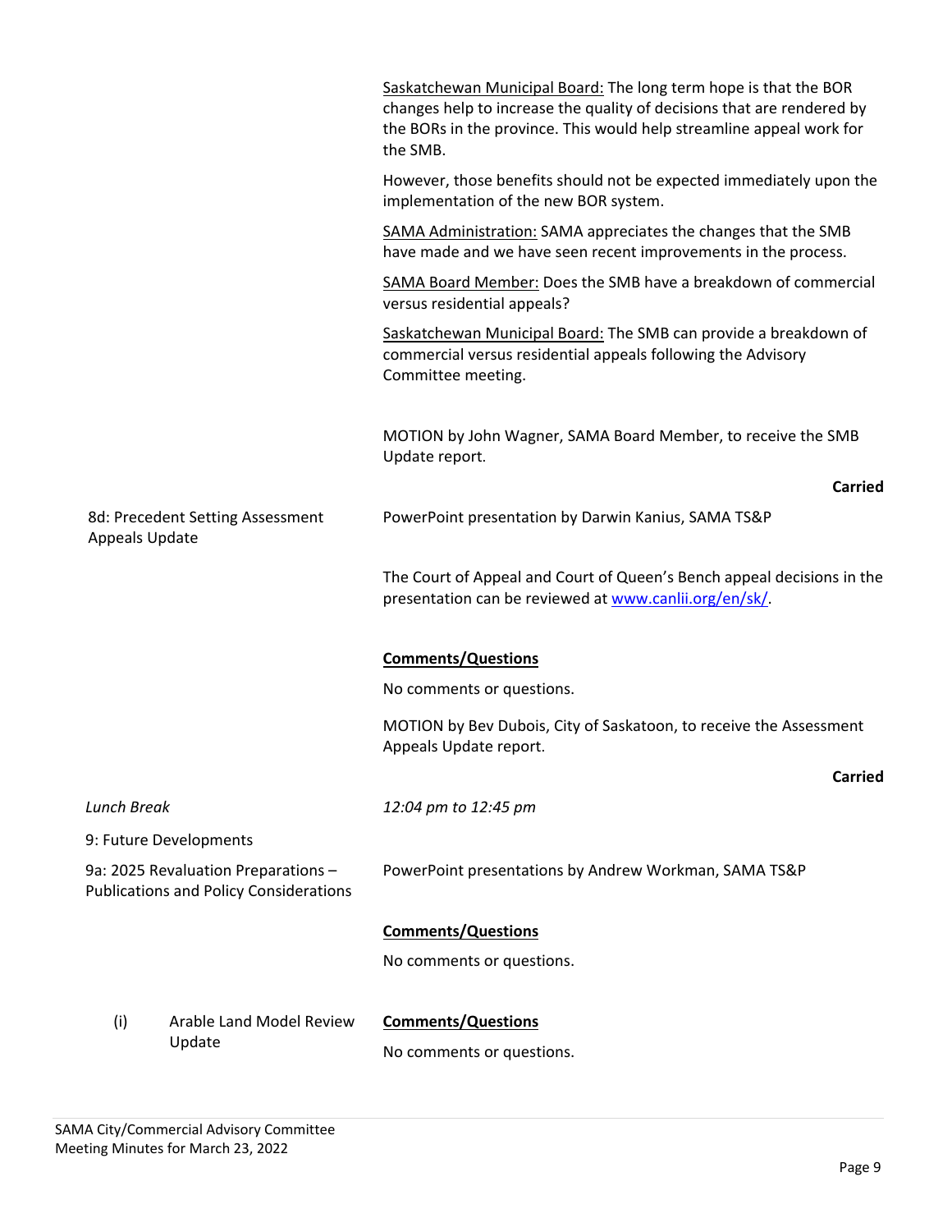Saskatchewan Municipal Board: The long term hope is that the BOR changes help to increase the quality of decisions that are rendered by the BORs in the province. This would help streamline appeal work for the SMB.

However, those benefits should not be expected immediately upon the implementation of the new BOR system.

SAMA Administration: SAMA appreciates the changes that the SMB have made and we have seen recent improvements in the process.

SAMA Board Member: Does the SMB have a breakdown of commercial versus residential appeals?

Saskatchewan Municipal Board: The SMB can provide a breakdown of commercial versus residential appeals following the Advisory Committee meeting.

MOTION by John Wagner, SAMA Board Member, to receive the SMB Update report.

**Carried**

| | |
|---|---|
| 8d: Precedent Setting Assessment Appeals Update | PowerPoint presentation by Darwin Kanius, SAMA TS&P |
| | The Court of Appeal and Court of Queen's Bench appeal decisions in the presentation can be reviewed at [www.canlii.org/en/sk/](www.canlii.org/en/sk/). |
| | **Comments/Questions** |
| | No comments or questions. |
| | MOTION by Bev Dubois, City of Saskatoon, to receive the Assessment Appeals Update report. |
| | **Carried** |
| *Lunch Break* | *12:04 pm to 12:45 pm* |
| 9: Future Developments | |
| 9a: 2025 Revaluation Preparations – Publications and Policy Considerations | PowerPoint presentations by Andrew Workman, SAMA TS&P |
| | **Comments/Questions** |
| | No comments or questions. |
| (i) Arable Land Model Review Update | **Comments/Questions** |
| | No comments or questions. |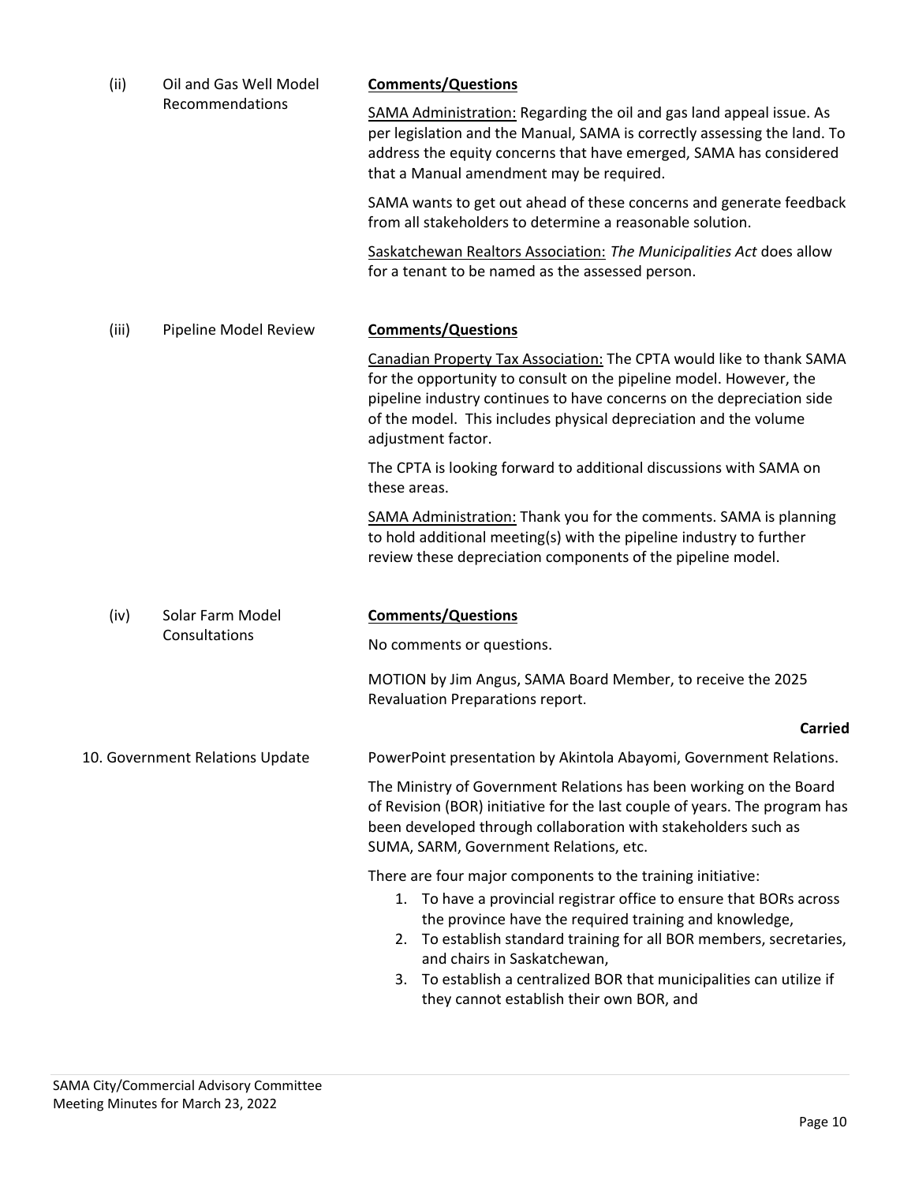(ii) Oil and Gas Well Model Recommendations

**Comments/Questions**

SAMA Administration: Regarding the oil and gas land appeal issue. As per legislation and the Manual, SAMA is correctly assessing the land. To address the equity concerns that have emerged, SAMA has considered that a Manual amendment may be required.

SAMA wants to get out ahead of these concerns and generate feedback from all stakeholders to determine a reasonable solution.

Saskatchewan Realtors Association: *The Municipalities Act* does allow for a tenant to be named as the assessed person.

(iii) Pipeline Model Review

**Comments/Questions**

Canadian Property Tax Association: The CPTA would like to thank SAMA for the opportunity to consult on the pipeline model. However, the pipeline industry continues to have concerns on the depreciation side of the model. This includes physical depreciation and the volume adjustment factor.

The CPTA is looking forward to additional discussions with SAMA on these areas.

SAMA Administration: Thank you for the comments. SAMA is planning to hold additional meeting(s) with the pipeline industry to further review these depreciation components of the pipeline model.

(iv) Solar Farm Model Consultations

**Comments/Questions**

No comments or questions.

MOTION by Jim Angus, SAMA Board Member, to receive the 2025 Revaluation Preparations report.

**Carried**

10. Government Relations Update

PowerPoint presentation by Akintola Abayomi, Government Relations.

The Ministry of Government Relations has been working on the Board of Revision (BOR) initiative for the last couple of years. The program has been developed through collaboration with stakeholders such as SUMA, SARM, Government Relations, etc.

There are four major components to the training initiative:

1. To have a provincial registrar office to ensure that BORs across the province have the required training and knowledge,
2. To establish standard training for all BOR members, secretaries, and chairs in Saskatchewan,
3. To establish a centralized BOR that municipalities can utilize if they cannot establish their own BOR, and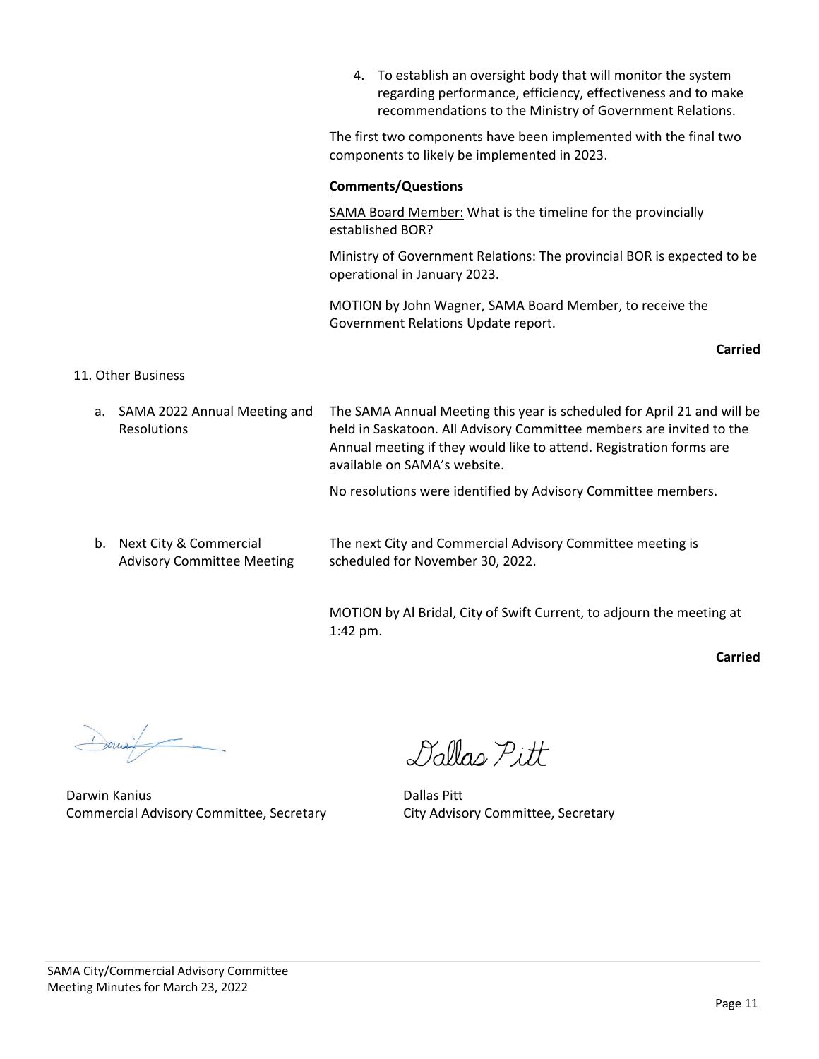4. To establish an oversight body that will monitor the system regarding performance, efficiency, effectiveness and to make recommendations to the Ministry of Government Relations.

The first two components have been implemented with the final two components to likely be implemented in 2023.

**Comments/Questions**

SAMA Board Member: What is the timeline for the provincially established BOR?

Ministry of Government Relations: The provincial BOR is expected to be operational in January 2023.

MOTION by John Wagner, SAMA Board Member, to receive the Government Relations Update report.

**Carried**

11. Other Business

a. SAMA 2022 Annual Meeting and Resolutions

The SAMA Annual Meeting this year is scheduled for April 21 and will be held in Saskatoon. All Advisory Committee members are invited to the Annual meeting if they would like to attend. Registration forms are available on SAMA's website.

No resolutions were identified by Advisory Committee members.

b. Next City & Commercial Advisory Committee Meeting

The next City and Commercial Advisory Committee meeting is scheduled for November 30, 2022.

MOTION by Al Bridal, City of Swift Current, to adjourn the meeting at 1:42 pm.

**Carried**

Darwin Kanius
Commercial Advisory Committee, Secretary

Dallas Pitt
City Advisory Committee, Secretary